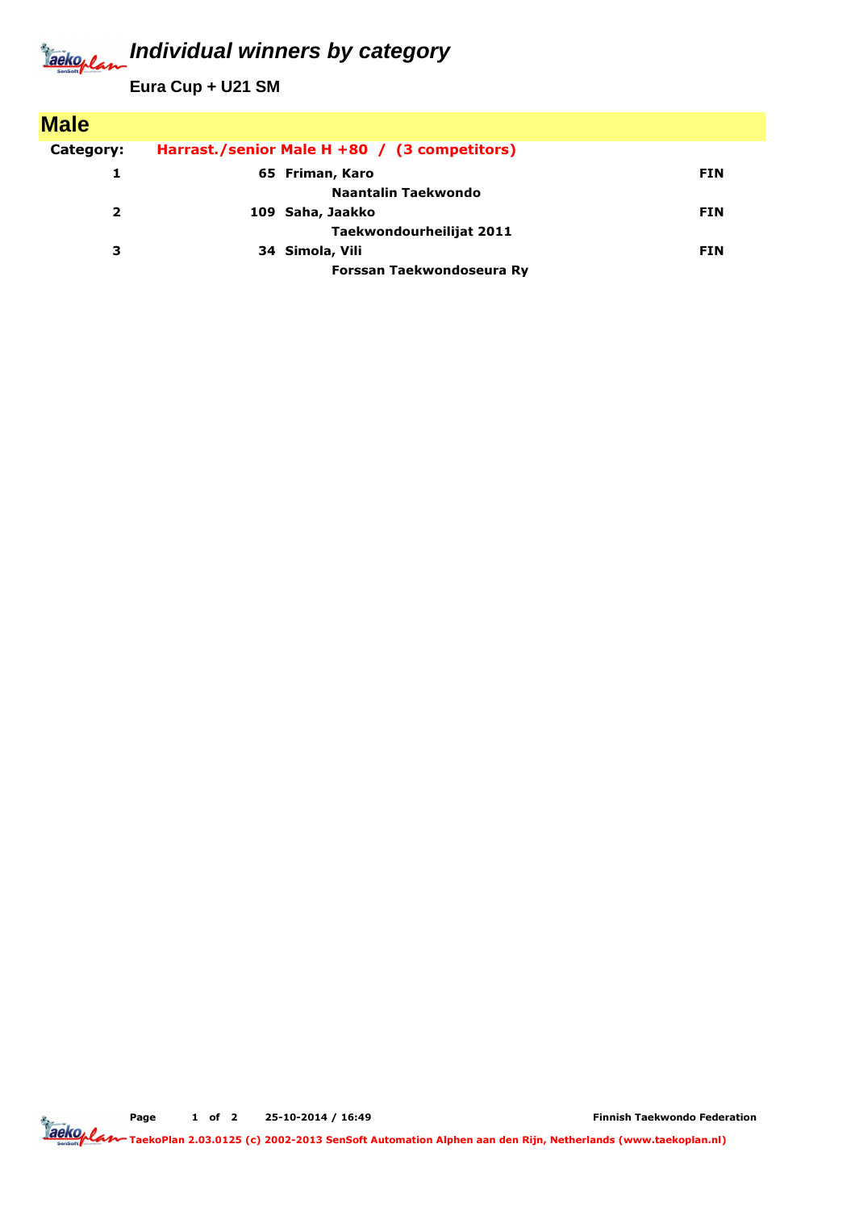# Individual winners by category

**Eura Cup + U21 SM**

## Male

**Category:** Harrast./senior Male H +80 / (3 competitors)

| Place | No. | Name / Club | Country |
|---|---|---|---|
| 1 | 65 | **Friman, Karo**<br>Naantalin Taekwondo | FIN |
| 2 | 109 | **Saha, Jaakko**<br>Taekwondourheilijat 2011 | FIN |
| 3 | 34 | **Simola, Vili**<br>Forssan Taekwondoseura Ry | FIN |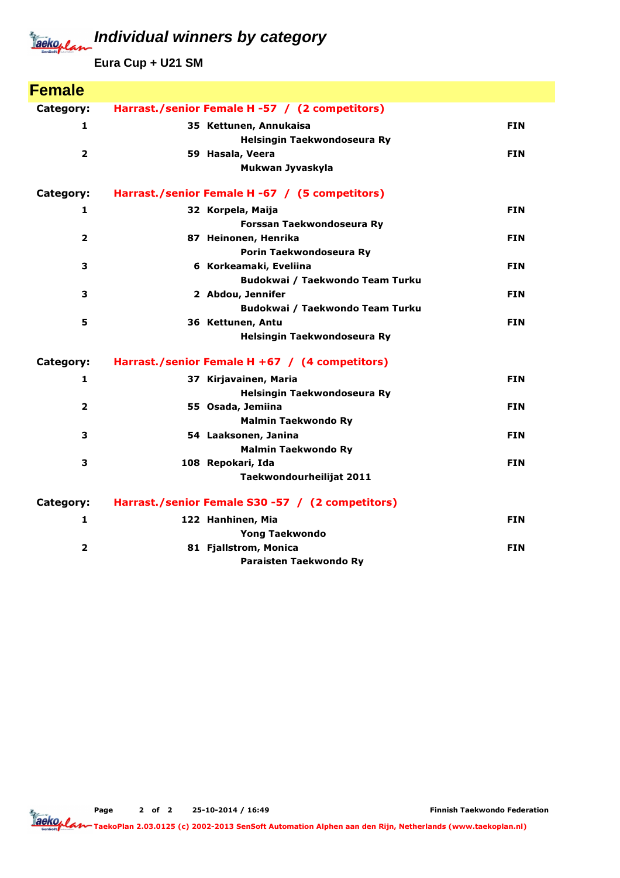# Individual winners by category

**Eura Cup + U21 SM**

## Female

**Category: Harrast./senior Female H -57 / (2 competitors)**

| | | | |
|---|---|---|---|
| 1 | 35 | Kettunen, Annukaisa<br>Helsingin Taekwondoseura Ry | FIN |
| 2 | 59 | Hasala, Veera<br>Mukwan Jyvaskyla | FIN |

**Category: Harrast./senior Female H -67 / (5 competitors)**

| | | | |
|---|---|---|---|
| 1 | 32 | Korpela, Maija<br>Forssan Taekwondoseura Ry | FIN |
| 2 | 87 | Heinonen, Henrika<br>Porin Taekwondoseura Ry | FIN |
| 3 | 6 | Korkeamaki, Eveliina<br>Budokwai / Taekwondo Team Turku | FIN |
| 3 | 2 | Abdou, Jennifer<br>Budokwai / Taekwondo Team Turku | FIN |
| 5 | 36 | Kettunen, Antu<br>Helsingin Taekwondoseura Ry | FIN |

**Category: Harrast./senior Female H +67 / (4 competitors)**

| | | | |
|---|---|---|---|
| 1 | 37 | Kirjavainen, Maria<br>Helsingin Taekwondoseura Ry | FIN |
| 2 | 55 | Osada, Jemiina<br>Malmin Taekwondo Ry | FIN |
| 3 | 54 | Laaksonen, Janina<br>Malmin Taekwondo Ry | FIN |
| 3 | 108 | Repokari, Ida<br>Taekwondourheilijat 2011 | FIN |

**Category: Harrast./senior Female S30 -57 / (2 competitors)**

| | | | |
|---|---|---|---|
| 1 | 122 | Hanhinen, Mia<br>Yong Taekwondo | FIN |
| 2 | 81 | Fjallstrom, Monica<br>Paraisten Taekwondo Ry | FIN |